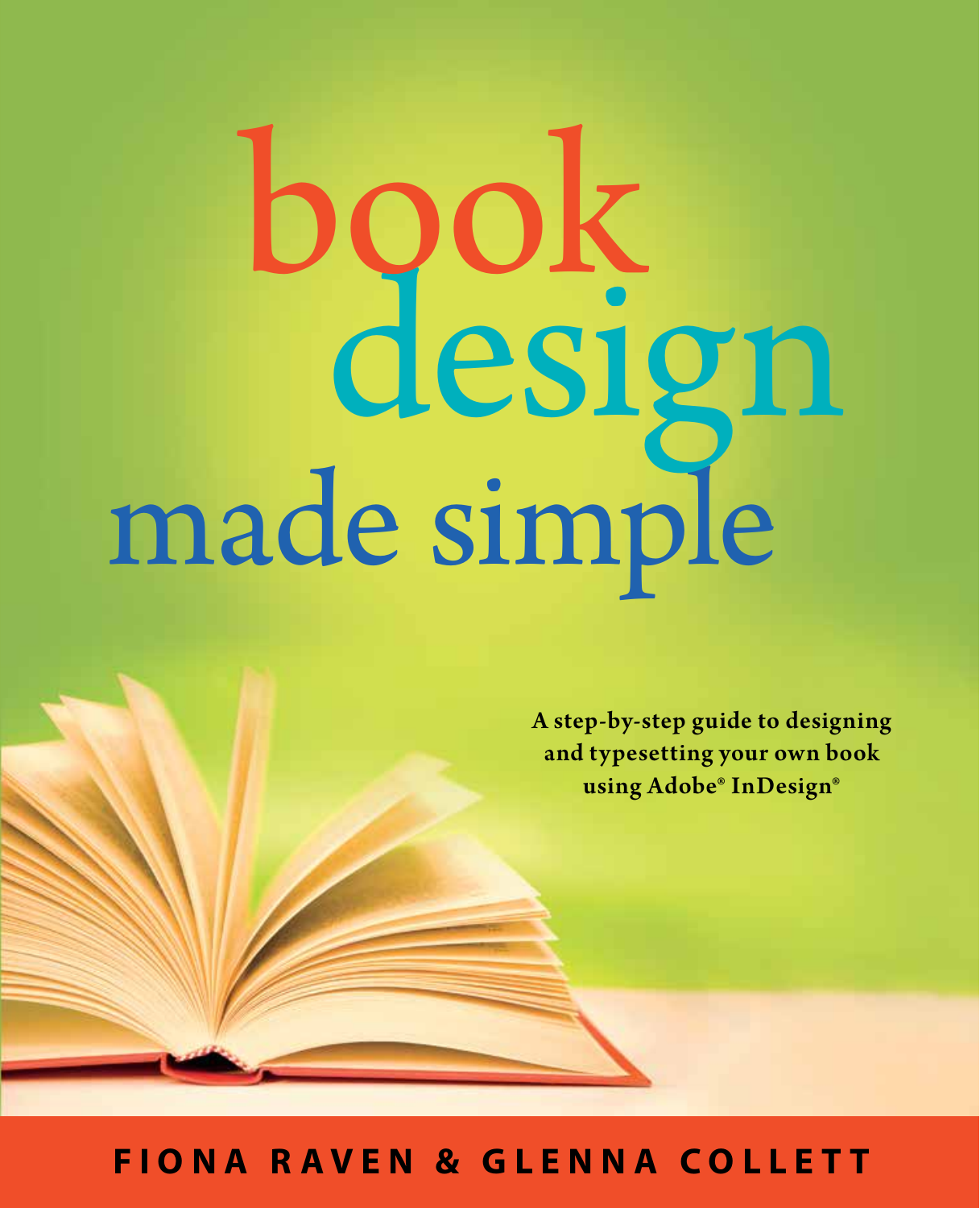# book design made simple

**A step-by-step guide to designing and typesetting your own book using Adobe® InDesign®**

**FIONA RAVEN & GLENNA COLLETT**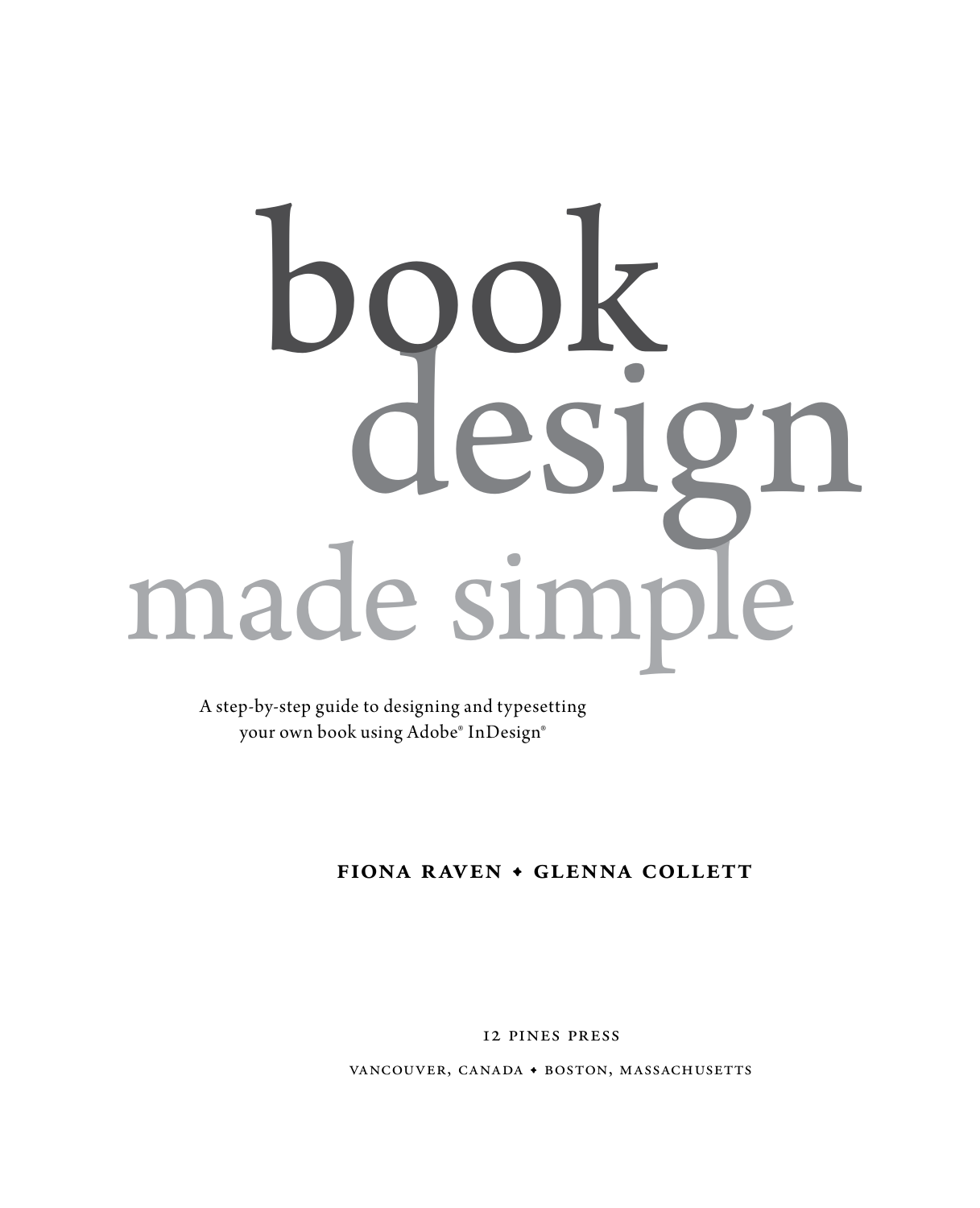# book design made simple

A step-by-step guide to designing and typesetting your own book using Adobe® InDesign®

**FIONA RAVEN ◆ GLENNA COLLETT**

12 PINES PRESS

VANCOUVER, CANADA ◆ BOSTON, MASSACHUSETTS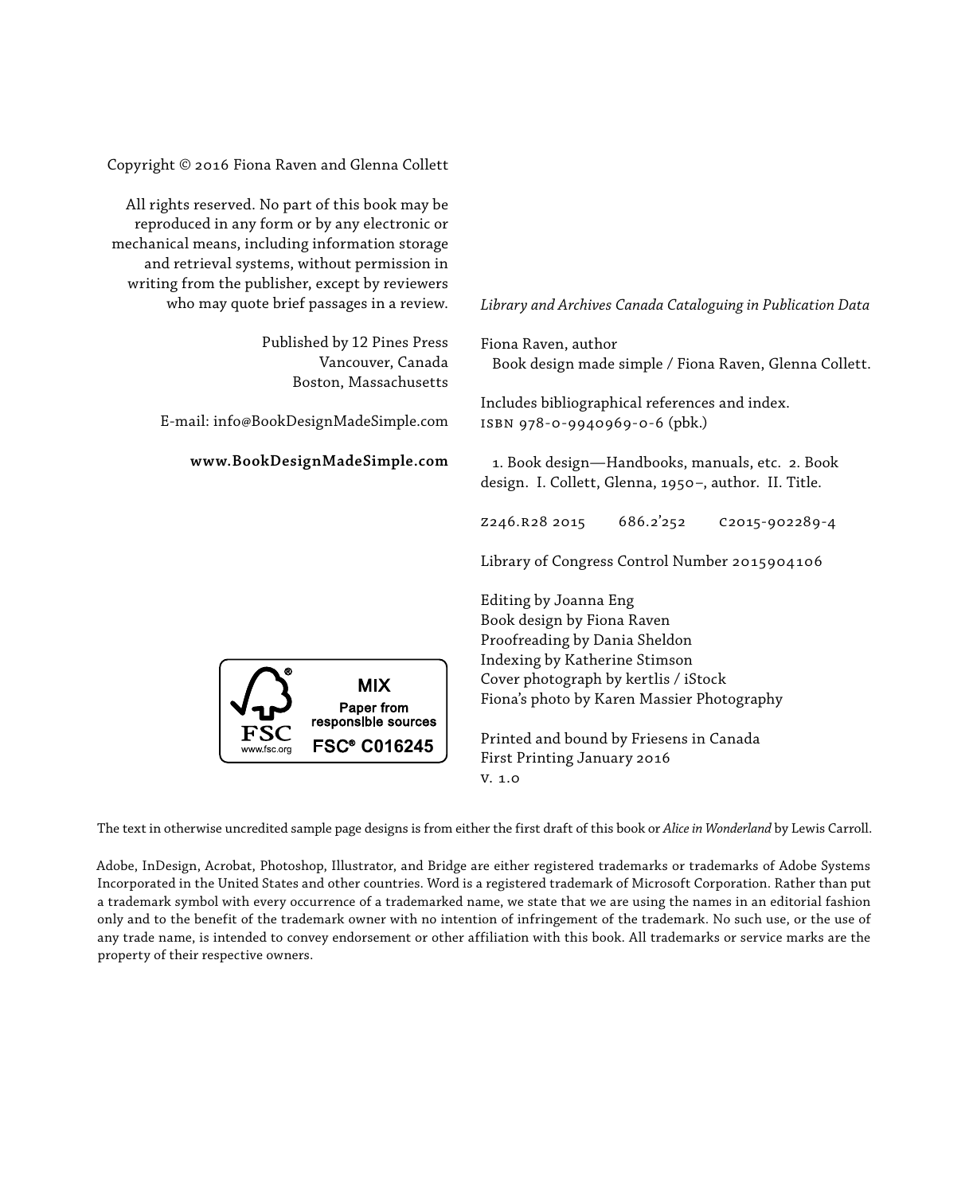Copyright © 2016 Fiona Raven and Glenna Collett

All rights reserved. No part of this book may be reproduced in any form or by any electronic or mechanical means, including information storage and retrieval systems, without permission in writing from the publisher, except by reviewers who may quote brief passages in a review.

Published by 12 Pines Press
Vancouver, Canada
Boston, Massachusetts

E-mail: info@BookDesignMadeSimple.com

**www.BookDesignMadeSimple.com**

MIX
Paper from responsible sources
FSC® C016245
FSC
www.fsc.org

*Library and Archives Canada Cataloguing in Publication Data*

Fiona Raven, author
Book design made simple / Fiona Raven, Glenna Collett.

Includes bibliographical references and index.
ISBN 978-0-9940969-0-6 (pbk.)

1. Book design—Handbooks, manuals, etc. 2. Book design. I. Collett, Glenna, 1950–, author. II. Title.

Z246.R28 2015 686.2'252 C2015-902289-4

Library of Congress Control Number 2015904106

Editing by Joanna Eng
Book design by Fiona Raven
Proofreading by Dania Sheldon
Indexing by Katherine Stimson
Cover photograph by kertlis / iStock
Fiona's photo by Karen Massier Photography

Printed and bound by Friesens in Canada
First Printing January 2016
V. 1.0

The text in otherwise uncredited sample page designs is from either the first draft of this book or *Alice in Wonderland* by Lewis Carroll.

Adobe, InDesign, Acrobat, Photoshop, Illustrator, and Bridge are either registered trademarks or trademarks of Adobe Systems Incorporated in the United States and other countries. Word is a registered trademark of Microsoft Corporation. Rather than put a trademark symbol with every occurrence of a trademarked name, we state that we are using the names in an editorial fashion only and to the benefit of the trademark owner with no intention of infringement of the trademark. No such use, or the use of any trade name, is intended to convey endorsement or other affiliation with this book. All trademarks or service marks are the property of their respective owners.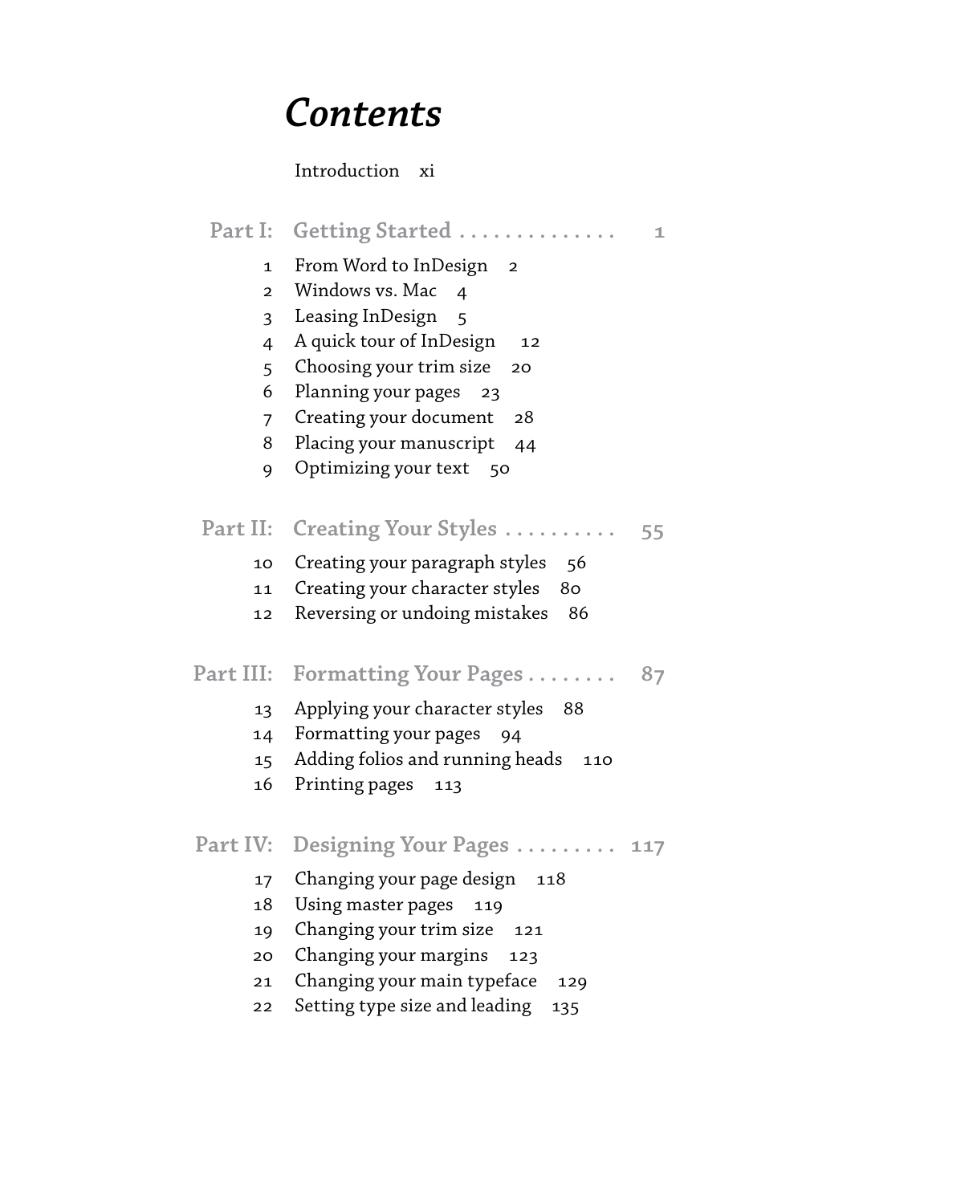# *Contents*

Introduction xi

## Part I: Getting Started . . . . . . . . . . . . . . 1

1 From Word to InDesign 2
2 Windows vs. Mac 4
3 Leasing InDesign 5
4 A quick tour of InDesign 12
5 Choosing your trim size 20
6 Planning your pages 23
7 Creating your document 28
8 Placing your manuscript 44
9 Optimizing your text 50

## Part II: Creating Your Styles . . . . . . . . . . 55

10 Creating your paragraph styles 56
11 Creating your character styles 80
12 Reversing or undoing mistakes 86

## Part III: Formatting Your Pages . . . . . . . . 87

13 Applying your character styles 88
14 Formatting your pages 94
15 Adding folios and running heads 110
16 Printing pages 113

## Part IV: Designing Your Pages . . . . . . . . . 117

17 Changing your page design 118
18 Using master pages 119
19 Changing your trim size 121
20 Changing your margins 123
21 Changing your main typeface 129
22 Setting type size and leading 135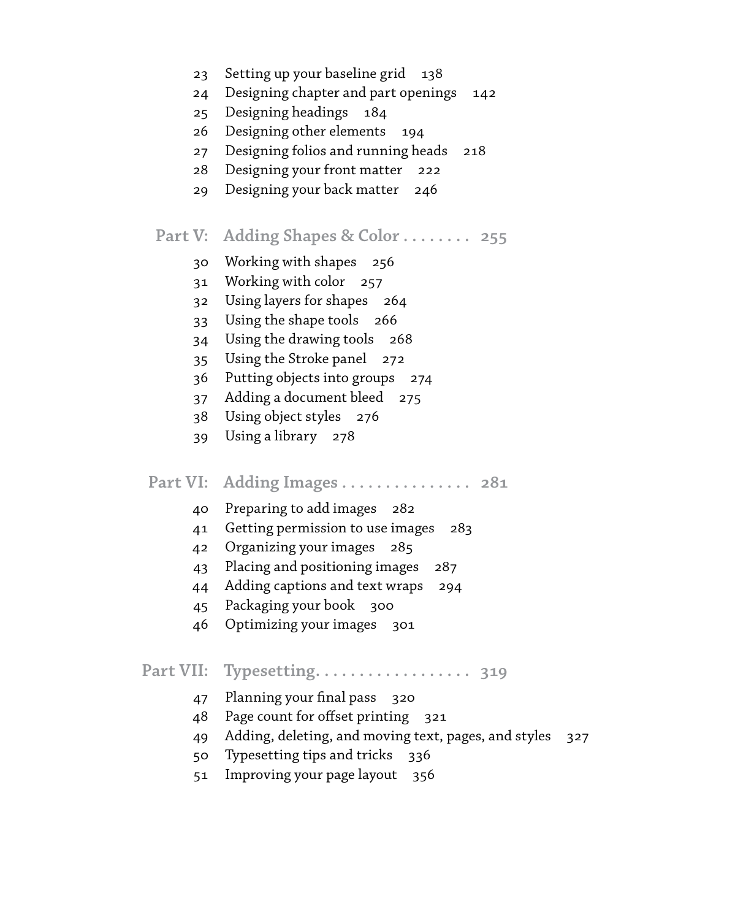23 Setting up your baseline grid 138
24 Designing chapter and part openings 142
25 Designing headings 184
26 Designing other elements 194
27 Designing folios and running heads 218
28 Designing your front matter 222
29 Designing your back matter 246

## Part V: Adding Shapes & Color . . . . . . . . 255

30 Working with shapes 256
31 Working with color 257
32 Using layers for shapes 264
33 Using the shape tools 266
34 Using the drawing tools 268
35 Using the Stroke panel 272
36 Putting objects into groups 274
37 Adding a document bleed 275
38 Using object styles 276
39 Using a library 278

## Part VI: Adding Images . . . . . . . . . . . . . . . 281

40 Preparing to add images 282
41 Getting permission to use images 283
42 Organizing your images 285
43 Placing and positioning images 287
44 Adding captions and text wraps 294
45 Packaging your book 300
46 Optimizing your images 301

## Part VII: Typesetting. . . . . . . . . . . . . . . . . . 319

47 Planning your final pass 320
48 Page count for offset printing 321
49 Adding, deleting, and moving text, pages, and styles 327
50 Typesetting tips and tricks 336
51 Improving your page layout 356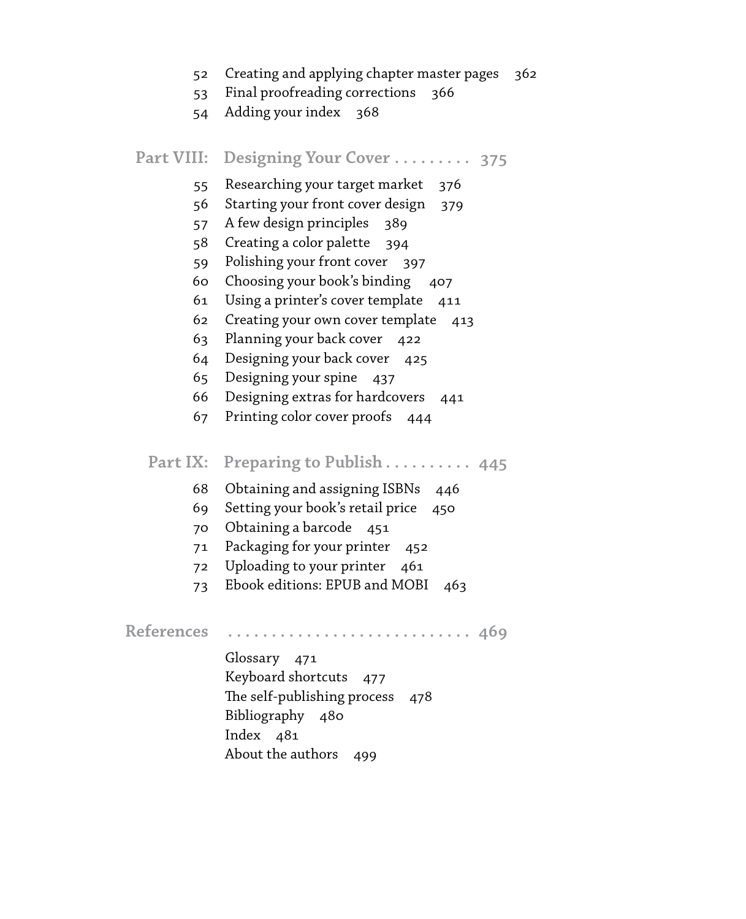| | | |
|---|---|---|
| 52 | Creating and applying chapter master pages | 362 |
| 53 | Final proofreading corrections | 366 |
| 54 | Adding your index | 368 |

## Part VIII: Designing Your Cover . . . . . . . . . 375

| | | |
|---|---|---|
| 55 | Researching your target market | 376 |
| 56 | Starting your front cover design | 379 |
| 57 | A few design principles | 389 |
| 58 | Creating a color palette | 394 |
| 59 | Polishing your front cover | 397 |
| 60 | Choosing your book's binding | 407 |
| 61 | Using a printer's cover template | 411 |
| 62 | Creating your own cover template | 413 |
| 63 | Planning your back cover | 422 |
| 64 | Designing your back cover | 425 |
| 65 | Designing your spine | 437 |
| 66 | Designing extras for hardcovers | 441 |
| 67 | Printing color cover proofs | 444 |

## Part IX: Preparing to Publish . . . . . . . . . . 445

| | | |
|---|---|---|
| 68 | Obtaining and assigning ISBNs | 446 |
| 69 | Setting your book's retail price | 450 |
| 70 | Obtaining a barcode | 451 |
| 71 | Packaging for your printer | 452 |
| 72 | Uploading to your printer | 461 |
| 73 | Ebook editions: EPUB and MOBI | 463 |

## References . . . . . . . . . . . . . . . . . . . . . . . . . . 469

| | |
|---|---|
| Glossary | 471 |
| Keyboard shortcuts | 477 |
| The self-publishing process | 478 |
| Bibliography | 480 |
| Index | 481 |
| About the authors | 499 |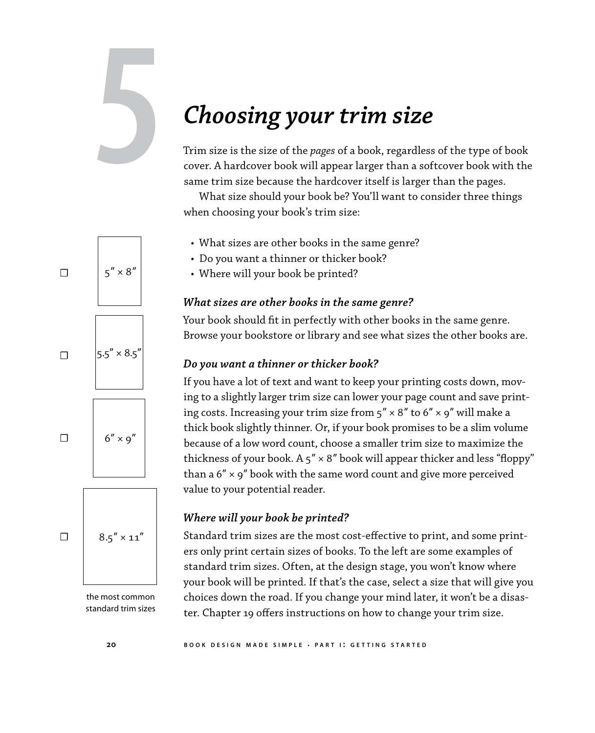# 5 Choosing your trim size

Trim size is the size of the *pages* of a book, regardless of the type of book cover. A hardcover book will appear larger than a softcover book with the same trim size because the hardcover itself is larger than the pages.

What size should your book be? You'll want to consider three things when choosing your book's trim size:

- What sizes are other books in the same genre?
- Do you want a thinner or thicker book?
- Where will your book be printed?

☐ 5″ × 8″

☐ 5.5″ × 8.5″

☐ 6″ × 9″

☐ 8.5″ × 11″

the most common standard trim sizes

### *What sizes are other books in the same genre?*

Your book should fit in perfectly with other books in the same genre. Browse your bookstore or library and see what sizes the other books are.

### *Do you want a thinner or thicker book?*

If you have a lot of text and want to keep your printing costs down, moving to a slightly larger trim size can lower your page count and save printing costs. Increasing your trim size from 5″ × 8″ to 6″ × 9″ will make a thick book slightly thinner. Or, if your book promises to be a slim volume because of a low word count, choose a smaller trim size to maximize the thickness of your book. A 5″ × 8″ book will appear thicker and less "floppy" than a 6″ × 9″ book with the same word count and give more perceived value to your potential reader.

### *Where will your book be printed?*

Standard trim sizes are the most cost-effective to print, and some printers only print certain sizes of books. To the left are some examples of standard trim sizes. Often, at the design stage, you won't know where your book will be printed. If that's the case, select a size that will give you choices down the road. If you change your mind later, it won't be a disaster. Chapter 19 offers instructions on how to change your trim size.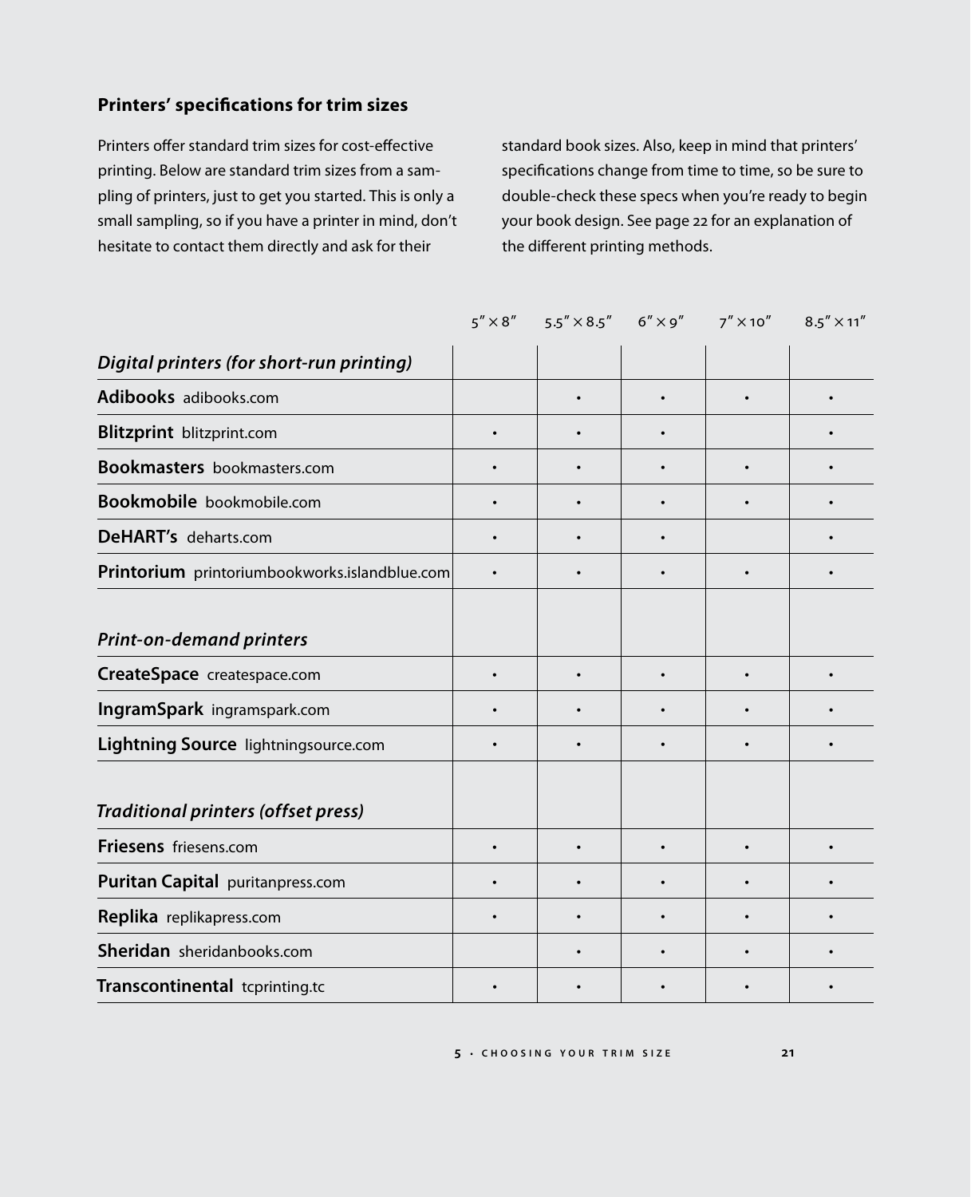## Printers' specifications for trim sizes

Printers offer standard trim sizes for cost-effective printing. Below are standard trim sizes from a sampling of printers, just to get you started. This is only a small sampling, so if you have a printer in mind, don't hesitate to contact them directly and ask for their standard book sizes. Also, keep in mind that printers' specifications change from time to time, so be sure to double-check these specs when you're ready to begin your book design. See page 22 for an explanation of the different printing methods.

| | 5″ × 8″ | 5.5″ × 8.5″ | 6″ × 9″ | 7″ × 10″ | 8.5″ × 11″ |
|---|---|---|---|---|---|
| ***Digital printers (for short-run printing)*** | | | | | |
| **Adibooks** adibooks.com | | • | • | • | • |
| **Blitzprint** blitzprint.com | • | • | • | | • |
| **Bookmasters** bookmasters.com | • | • | • | • | • |
| **Bookmobile** bookmobile.com | • | • | • | • | • |
| **DeHART's** deharts.com | • | • | • | | • |
| **Printorium** printoriumbookworks.islandblue.com | • | • | • | • | • |
| ***Print-on-demand printers*** | | | | | |
| **CreateSpace** createspace.com | • | • | • | • | • |
| **IngramSpark** ingramspark.com | • | • | • | • | • |
| **Lightning Source** lightningsource.com | • | • | • | • | • |
| ***Traditional printers (offset press)*** | | | | | |
| **Friesens** friesens.com | • | • | • | • | • |
| **Puritan Capital** puritanpress.com | • | • | • | • | • |
| **Replika** replikapress.com | • | • | • | • | • |
| **Sheridan** sheridanbooks.com | | • | • | • | • |
| **Transcontinental** tcprinting.tc | • | • | • | • | • |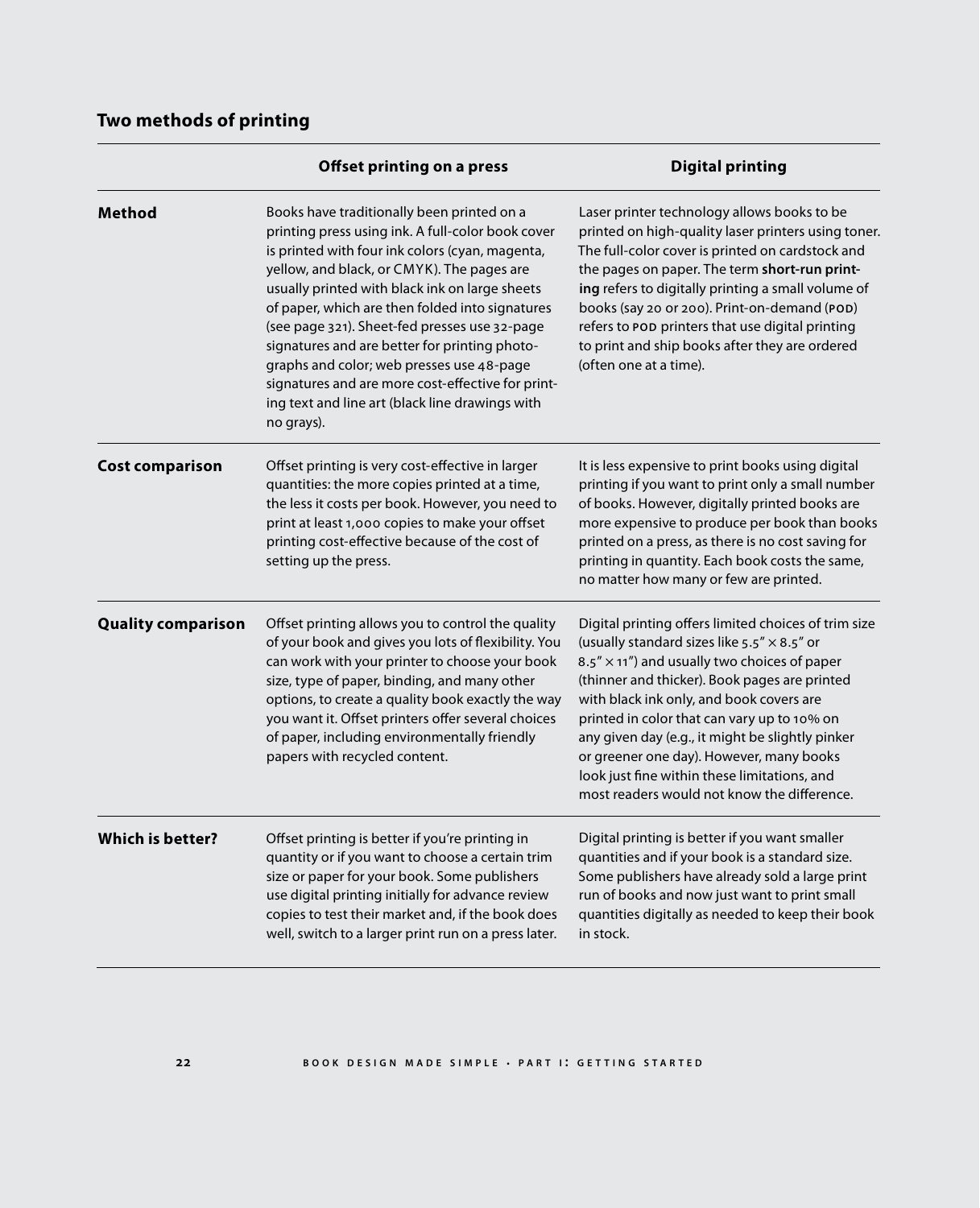## Two methods of printing

| | Offset printing on a press | Digital printing |
|---|---|---|
| **Method** | Books have traditionally been printed on a printing press using ink. A full-color book cover is printed with four ink colors (cyan, magenta, yellow, and black, or CMYK). The pages are usually printed with black ink on large sheets of paper, which are then folded into signatures (see page 321). Sheet-fed presses use 32-page signatures and are better for printing photographs and color; web presses use 48-page signatures and are more cost-effective for printing text and line art (black line drawings with no grays). | Laser printer technology allows books to be printed on high-quality laser printers using toner. The full-color cover is printed on cardstock and the pages on paper. The term **short-run printing** refers to digitally printing a small volume of books (say 20 or 200). Print-on-demand (POD) refers to POD printers that use digital printing to print and ship books after they are ordered (often one at a time). |
| **Cost comparison** | Offset printing is very cost-effective in larger quantities: the more copies printed at a time, the less it costs per book. However, you need to print at least 1,000 copies to make your offset printing cost-effective because of the cost of setting up the press. | It is less expensive to print books using digital printing if you want to print only a small number of books. However, digitally printed books are more expensive to produce per book than books printed on a press, as there is no cost saving for printing in quantity. Each book costs the same, no matter how many or few are printed. |
| **Quality comparison** | Offset printing allows you to control the quality of your book and gives you lots of flexibility. You can work with your printer to choose your book size, type of paper, binding, and many other options, to create a quality book exactly the way you want it. Offset printers offer several choices of paper, including environmentally friendly papers with recycled content. | Digital printing offers limited choices of trim size (usually standard sizes like 5.5″ × 8.5″ or 8.5″ × 11″) and usually two choices of paper (thinner and thicker). Book pages are printed with black ink only, and book covers are printed in color that can vary up to 10% on any given day (e.g., it might be slightly pinker or greener one day). However, many books look just fine within these limitations, and most readers would not know the difference. |
| **Which is better?** | Offset printing is better if you're printing in quantity or if you want to choose a certain trim size or paper for your book. Some publishers use digital printing initially for advance review copies to test their market and, if the book does well, switch to a larger print run on a press later. | Digital printing is better if you want smaller quantities and if your book is a standard size. Some publishers have already sold a large print run of books and now just want to print small quantities digitally as needed to keep their book in stock. |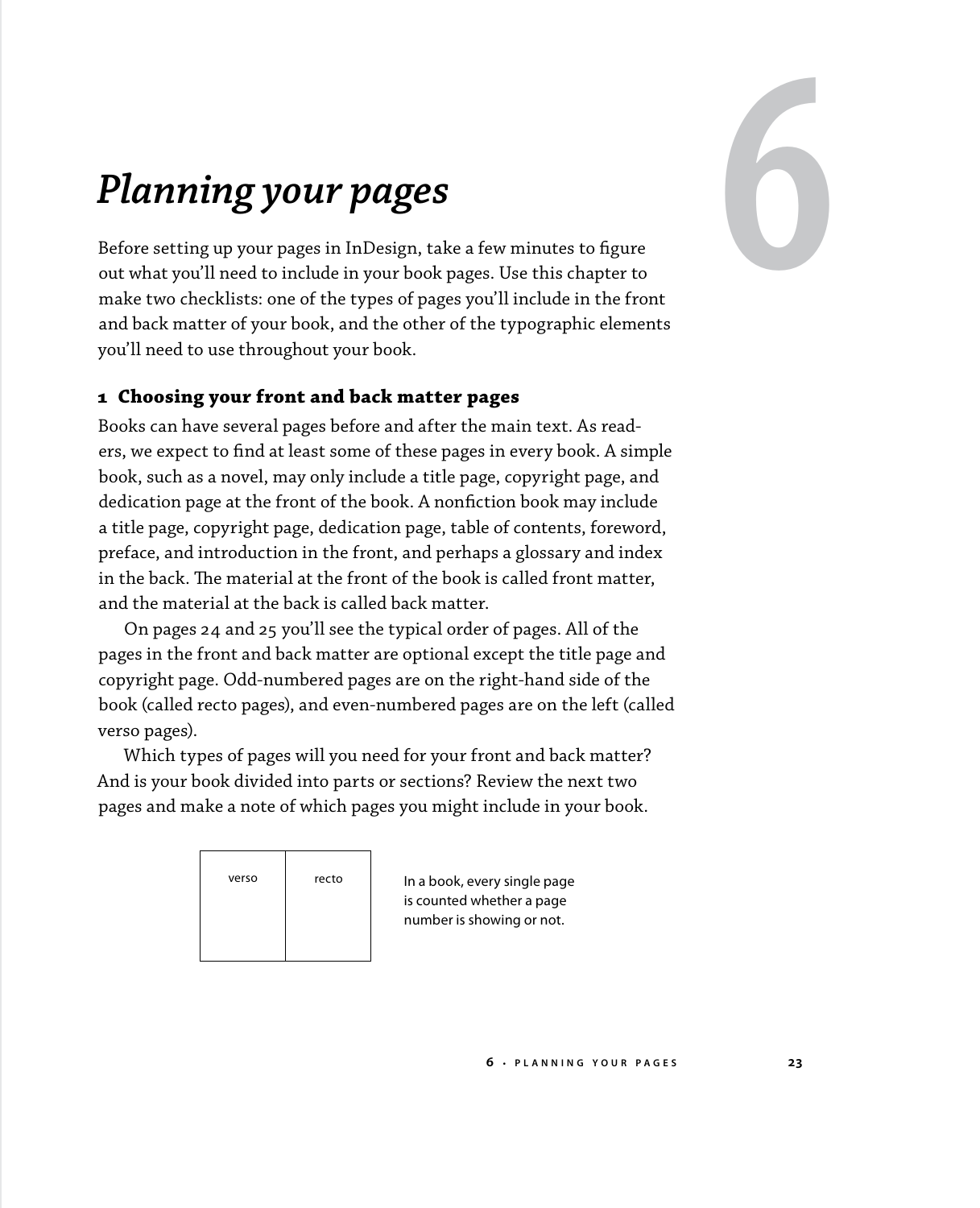# 6

# *Planning your pages*

Before setting up your pages in InDesign, take a few minutes to figure out what you'll need to include in your book pages. Use this chapter to make two checklists: one of the types of pages you'll include in the front and back matter of your book, and the other of the typographic elements you'll need to use throughout your book.

## 1 Choosing your front and back matter pages

Books can have several pages before and after the main text. As readers, we expect to find at least some of these pages in every book. A simple book, such as a novel, may only include a title page, copyright page, and dedication page at the front of the book. A nonfiction book may include a title page, copyright page, dedication page, table of contents, foreword, preface, and introduction in the front, and perhaps a glossary and index in the back. The material at the front of the book is called front matter, and the material at the back is called back matter.

On pages 24 and 25 you'll see the typical order of pages. All of the pages in the front and back matter are optional except the title page and copyright page. Odd-numbered pages are on the right-hand side of the book (called recto pages), and even-numbered pages are on the left (called verso pages).

Which types of pages will you need for your front and back matter? And is your book divided into parts or sections? Review the next two pages and make a note of which pages you might include in your book.

| verso | recto |
|---|---|

In a book, every single page is counted whether a page number is showing or not.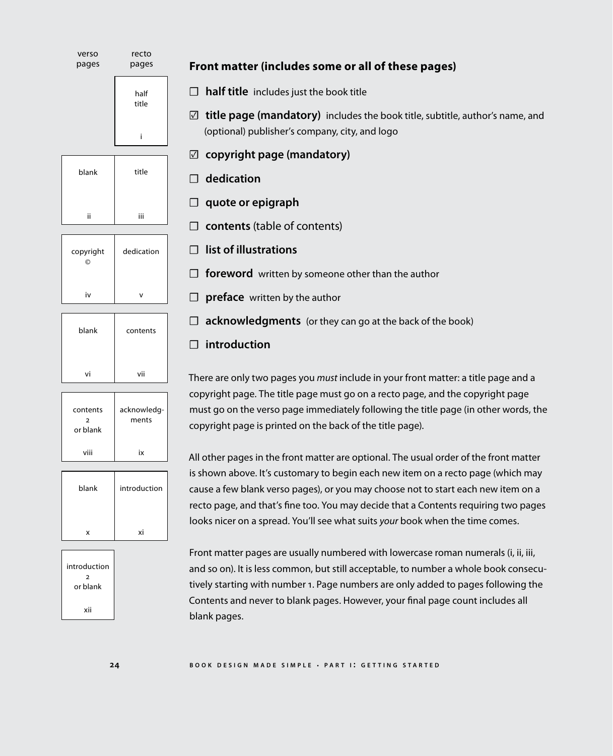| verso pages | recto pages |
| --- | --- |
| | half title i |
| blank ii | title iii |
| copyright © iv | dedication v |
| blank vi | contents vii |
| contents 2 or blank viii | acknowledgments ix |
| blank x | introduction xi |
| introduction 2 or blank xii | |

## Front matter (includes some or all of these pages)

- ☐ **half title** includes just the book title
- ☑ **title page (mandatory)** includes the book title, subtitle, author's name, and (optional) publisher's company, city, and logo
- ☑ **copyright page (mandatory)**
- ☐ **dedication**
- ☐ **quote or epigraph**
- ☐ **contents** (table of contents)
- ☐ **list of illustrations**
- ☐ **foreword** written by someone other than the author
- ☐ **preface** written by the author
- ☐ **acknowledgments** (or they can go at the back of the book)
- ☐ **introduction**

There are only two pages you *must* include in your front matter: a title page and a copyright page. The title page must go on a recto page, and the copyright page must go on the verso page immediately following the title page (in other words, the copyright page is printed on the back of the title page).

All other pages in the front matter are optional. The usual order of the front matter is shown above. It's customary to begin each new item on a recto page (which may cause a few blank verso pages), or you may choose not to start each new item on a recto page, and that's fine too. You may decide that a Contents requiring two pages looks nicer on a spread. You'll see what suits *your* book when the time comes.

Front matter pages are usually numbered with lowercase roman numerals (i, ii, iii, and so on). It is less common, but still acceptable, to number a whole book consecutively starting with number 1. Page numbers are only added to pages following the Contents and never to blank pages. However, your final page count includes all blank pages.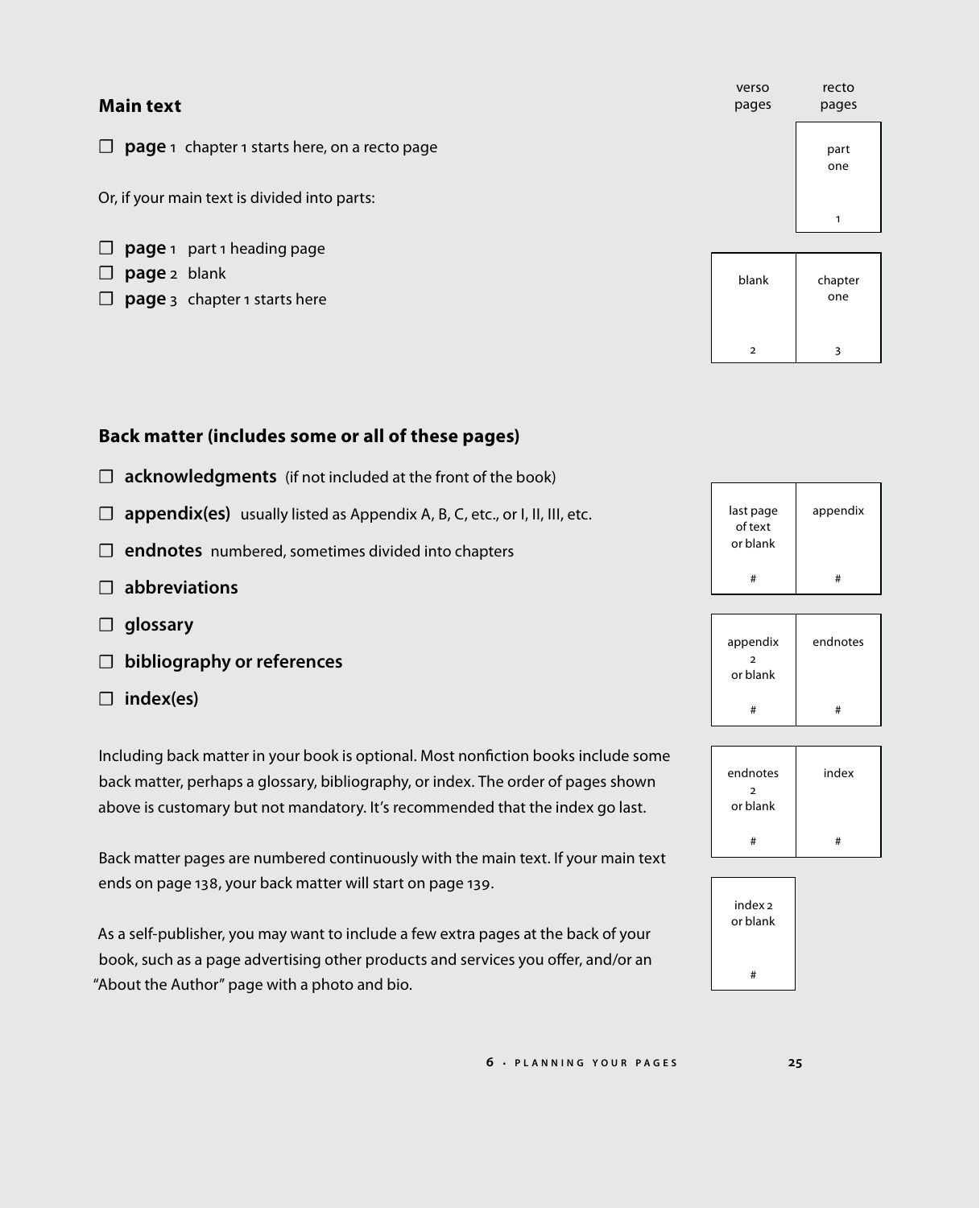### Main text

☐ **page** 1 chapter 1 starts here, on a recto page

Or, if your main text is divided into parts:

☐ **page** 1 part 1 heading page
☐ **page** 2 blank
☐ **page** 3 chapter 1 starts here

| verso pages | recto pages |
|---|---|
| | part one 1 |
| blank 2 | chapter one 3 |

### Back matter (includes some or all of these pages)

☐ **acknowledgments** (if not included at the front of the book)

☐ **appendix(es)** usually listed as Appendix A, B, C, etc., or I, II, III, etc.

☐ **endnotes** numbered, sometimes divided into chapters

☐ **abbreviations**

☐ **glossary**

☐ **bibliography or references**

☐ **index(es)**

Including back matter in your book is optional. Most nonfiction books include some back matter, perhaps a glossary, bibliography, or index. The order of pages shown above is customary but not mandatory. It's recommended that the index go last.

Back matter pages are numbered continuously with the main text. If your main text ends on page 138, your back matter will start on page 139.

As a self-publisher, you may want to include a few extra pages at the back of your book, such as a page advertising other products and services you offer, and/or an "About the Author" page with a photo and bio.

| verso pages | recto pages |
|---|---|
| last page of text or blank # | appendix # |
| appendix 2 or blank # | endnotes # |
| endnotes 2 or blank # | index # |
| index 2 or blank # | |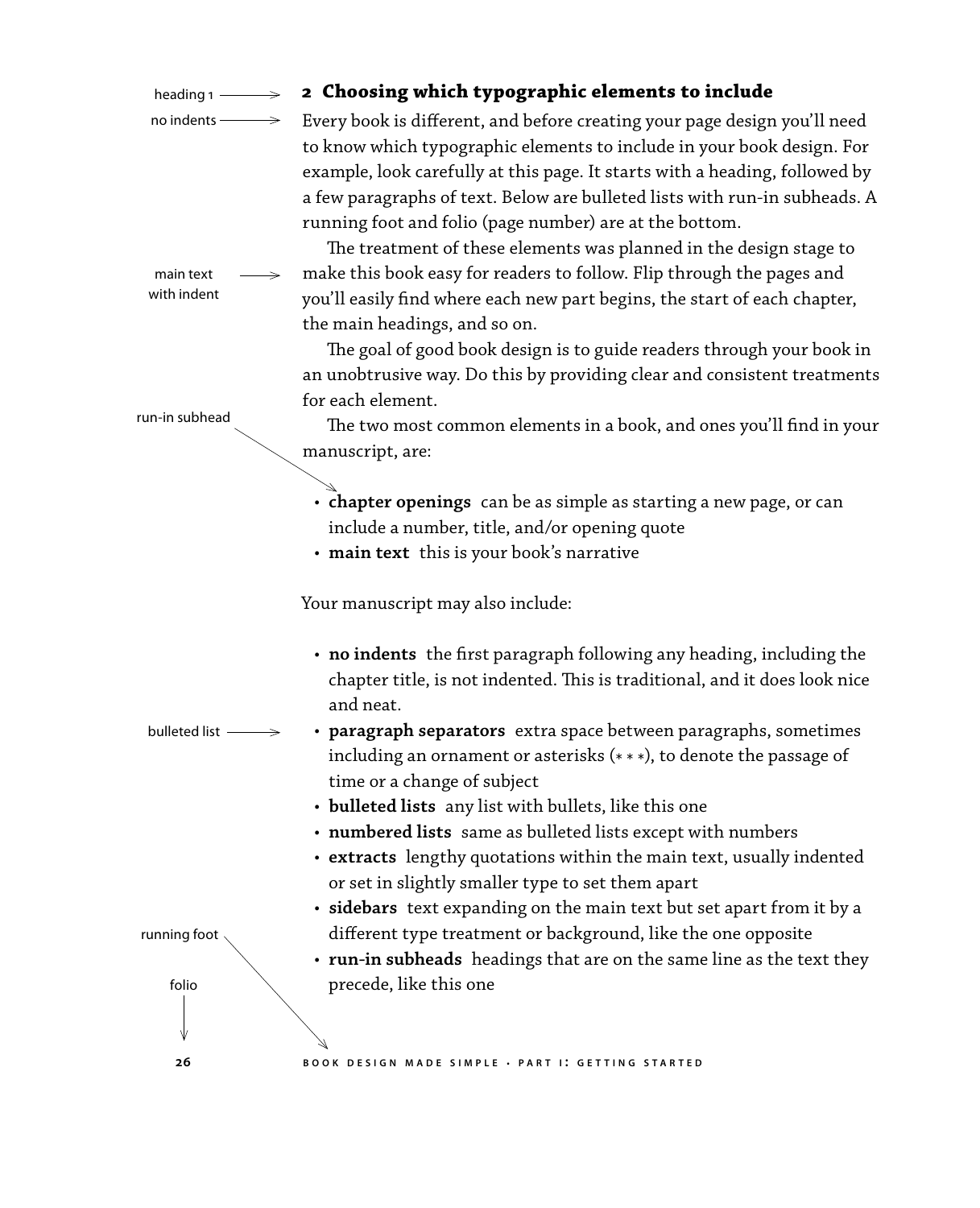## 2 Choosing which typographic elements to include

Every book is different, and before creating your page design you'll need to know which typographic elements to include in your book design. For example, look carefully at this page. It starts with a heading, followed by a few paragraphs of text. Below are bulleted lists with run-in subheads. A running foot and folio (page number) are at the bottom.

The treatment of these elements was planned in the design stage to make this book easy for readers to follow. Flip through the pages and you'll easily find where each new part begins, the start of each chapter, the main headings, and so on.

The goal of good book design is to guide readers through your book in an unobtrusive way. Do this by providing clear and consistent treatments for each element.

The two most common elements in a book, and ones you'll find in your manuscript, are:

- **chapter openings** can be as simple as starting a new page, or can include a number, title, and/or opening quote
- **main text** this is your book's narrative

Your manuscript may also include:

- **no indents** the first paragraph following any heading, including the chapter title, is not indented. This is traditional, and it does look nice and neat.
- **paragraph separators** extra space between paragraphs, sometimes including an ornament or asterisks (* * *), to denote the passage of time or a change of subject
- **bulleted lists** any list with bullets, like this one
- **numbered lists** same as bulleted lists except with numbers
- **extracts** lengthy quotations within the main text, usually indented or set in slightly smaller type to set them apart
- **sidebars** text expanding on the main text but set apart from it by a different type treatment or background, like the one opposite
- **run-in subheads** headings that are on the same line as the text they precede, like this one

heading 1 → | no indents → | main text with indent → | run-in subhead | bulleted list → | running foot | folio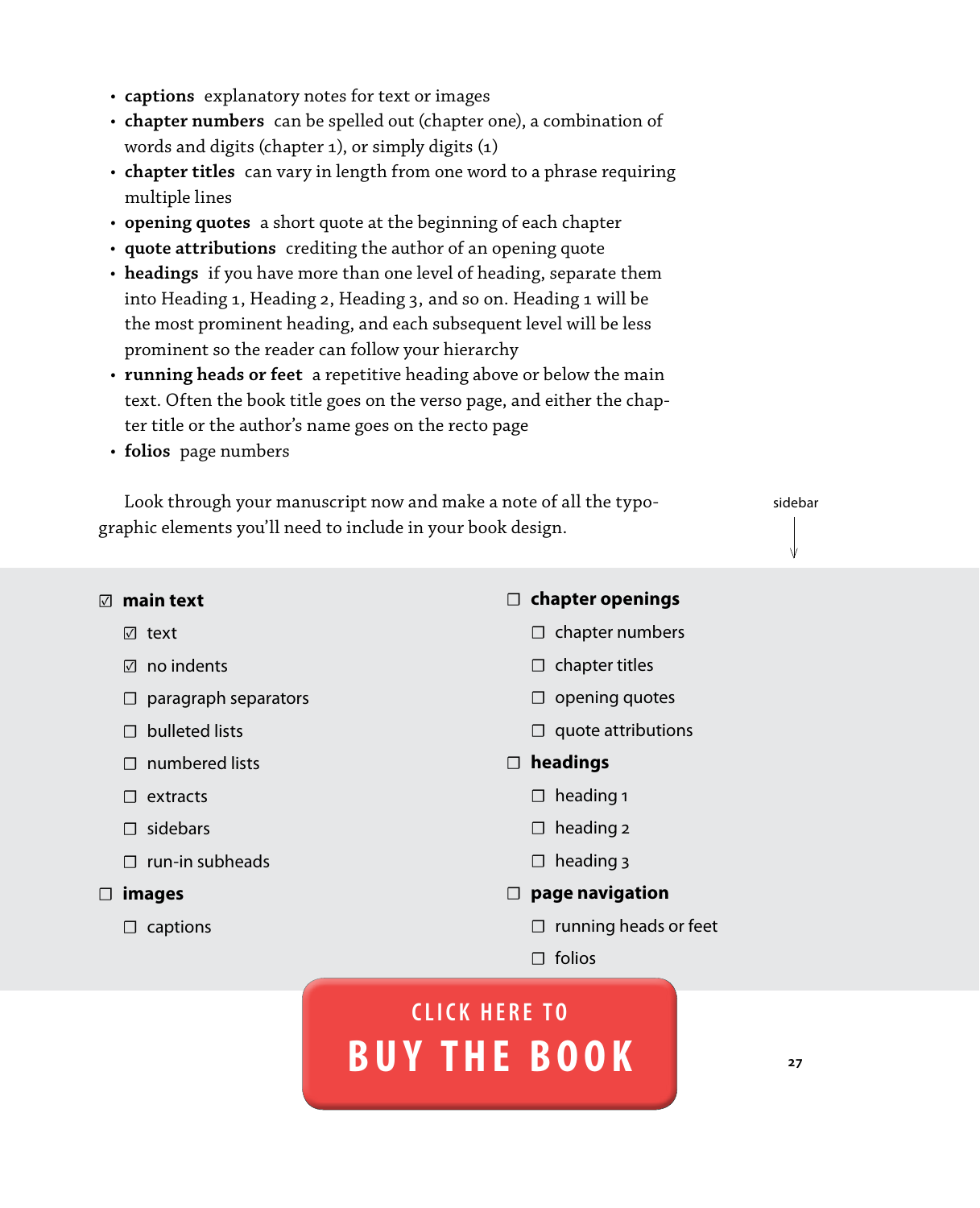- **captions** explanatory notes for text or images
- **chapter numbers** can be spelled out (chapter one), a combination of words and digits (chapter 1), or simply digits (1)
- **chapter titles** can vary in length from one word to a phrase requiring multiple lines
- **opening quotes** a short quote at the beginning of each chapter
- **quote attributions** crediting the author of an opening quote
- **headings** if you have more than one level of heading, separate them into Heading 1, Heading 2, Heading 3, and so on. Heading 1 will be the most prominent heading, and each subsequent level will be less prominent so the reader can follow your hierarchy
- **running heads or feet** a repetitive heading above or below the main text. Often the book title goes on the verso page, and either the chapter title or the author's name goes on the recto page
- **folios** page numbers

Look through your manuscript now and make a note of all the typographic elements you'll need to include in your book design.

sidebar

- ☑ **main text**
  - ☑ text
  - ☑ no indents
  - ☐ paragraph separators
  - ☐ bulleted lists
  - ☐ numbered lists
  - ☐ extracts
  - ☐ sidebars
  - ☐ run-in subheads
- ☐ **images**
  - ☐ captions
- ☐ **chapter openings**
  - ☐ chapter numbers
  - ☐ chapter titles
  - ☐ opening quotes
  - ☐ quote attributions
- ☐ **headings**
  - ☐ heading 1
  - ☐ heading 2
  - ☐ heading 3
- ☐ **page navigation**
  - ☐ running heads or feet
  - ☐ folios

CLICK HERE TO
BUY THE BOOK